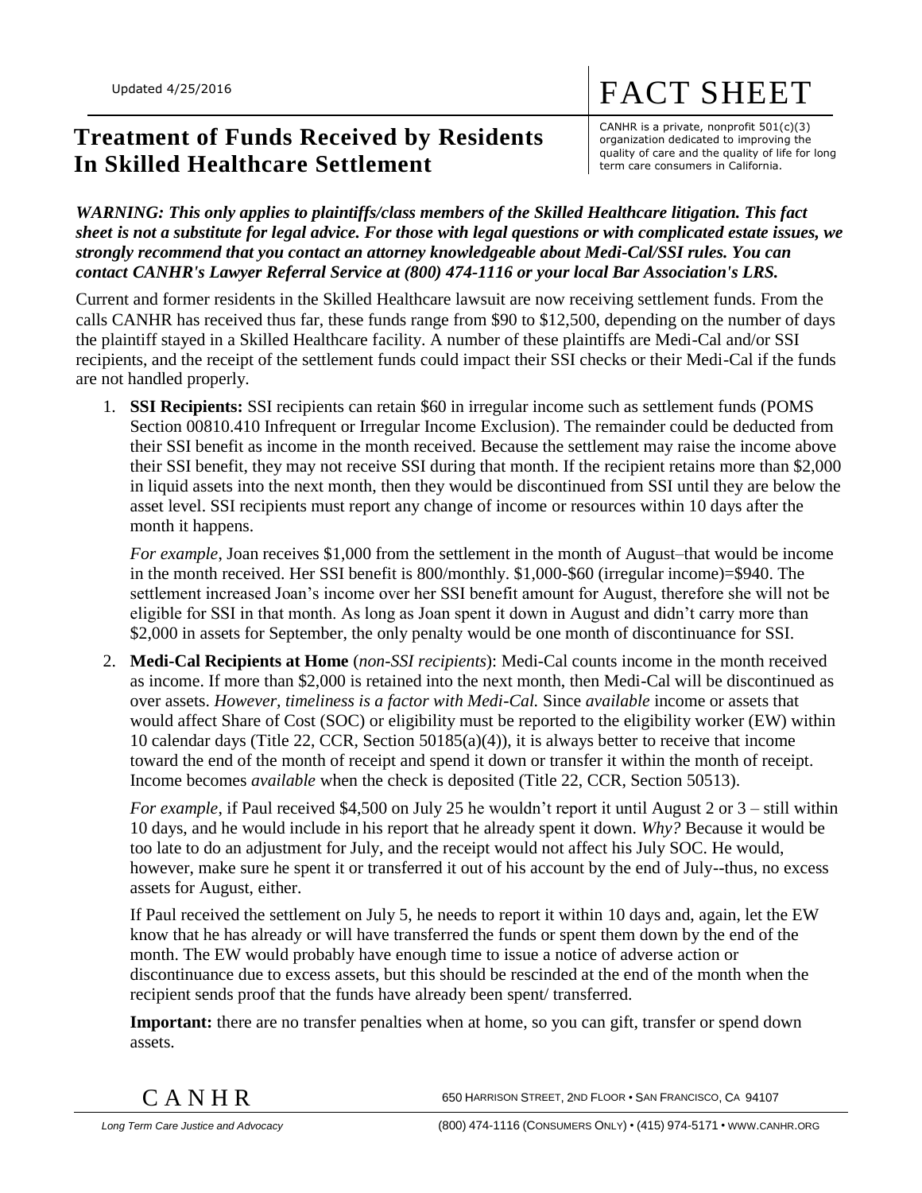Updated 4/25/2016

# FACT SHEET

CANHR is a private, nonprofit 501(c)(3) organization dedicated to improving the quality of care and the quality of life for long term care consumers in California.

## Treatment of Funds Received by Residents In Skilled Healthcare Settlement

***WARNING: This only applies to plaintiffs/class members of the Skilled Healthcare litigation. This fact sheet is not a substitute for legal advice. For those with legal questions or with complicated estate issues, we strongly recommend that you contact an attorney knowledgeable about Medi-Cal/SSI rules. You can contact CANHR's Lawyer Referral Service at (800) 474-1116 or your local Bar Association's LRS.***

Current and former residents in the Skilled Healthcare lawsuit are now receiving settlement funds. From the calls CANHR has received thus far, these funds range from $90 to $12,500, depending on the number of days the plaintiff stayed in a Skilled Healthcare facility. A number of these plaintiffs are Medi-Cal and/or SSI recipients, and the receipt of the settlement funds could impact their SSI checks or their Medi-Cal if the funds are not handled properly.

1. **SSI Recipients:** SSI recipients can retain $60 in irregular income such as settlement funds (POMS Section 00810.410 Infrequent or Irregular Income Exclusion). The remainder could be deducted from their SSI benefit as income in the month received. Because the settlement may raise the income above their SSI benefit, they may not receive SSI during that month. If the recipient retains more than $2,000 in liquid assets into the next month, then they would be discontinued from SSI until they are below the asset level. SSI recipients must report any change of income or resources within 10 days after the month it happens.

   *For example*, Joan receives $1,000 from the settlement in the month of August–that would be income in the month received. Her SSI benefit is 800/monthly. $1,000-$60 (irregular income)=$940. The settlement increased Joan's income over her SSI benefit amount for August, therefore she will not be eligible for SSI in that month. As long as Joan spent it down in August and didn't carry more than $2,000 in assets for September, the only penalty would be one month of discontinuance for SSI.

2. **Medi-Cal Recipients at Home** (*non-SSI recipients*): Medi-Cal counts income in the month received as income. If more than $2,000 is retained into the next month, then Medi-Cal will be discontinued as over assets. *However, timeliness is a factor with Medi-Cal.* Since *available* income or assets that would affect Share of Cost (SOC) or eligibility must be reported to the eligibility worker (EW) within 10 calendar days (Title 22, CCR, Section 50185(a)(4)), it is always better to receive that income toward the end of the month of receipt and spend it down or transfer it within the month of receipt. Income becomes *available* when the check is deposited (Title 22, CCR, Section 50513).

   *For example*, if Paul received $4,500 on July 25 he wouldn't report it until August 2 or 3 – still within 10 days, and he would include in his report that he already spent it down. *Why?* Because it would be too late to do an adjustment for July, and the receipt would not affect his July SOC. He would, however, make sure he spent it or transferred it out of his account by the end of July--thus, no excess assets for August, either.

   If Paul received the settlement on July 5, he needs to report it within 10 days and, again, let the EW know that he has already or will have transferred the funds or spent them down by the end of the month. The EW would probably have enough time to issue a notice of adverse action or discontinuance due to excess assets, but this should be rescinded at the end of the month when the recipient sends proof that the funds have already been spent/ transferred.

   **Important:** there are no transfer penalties when at home, so you can gift, transfer or spend down assets.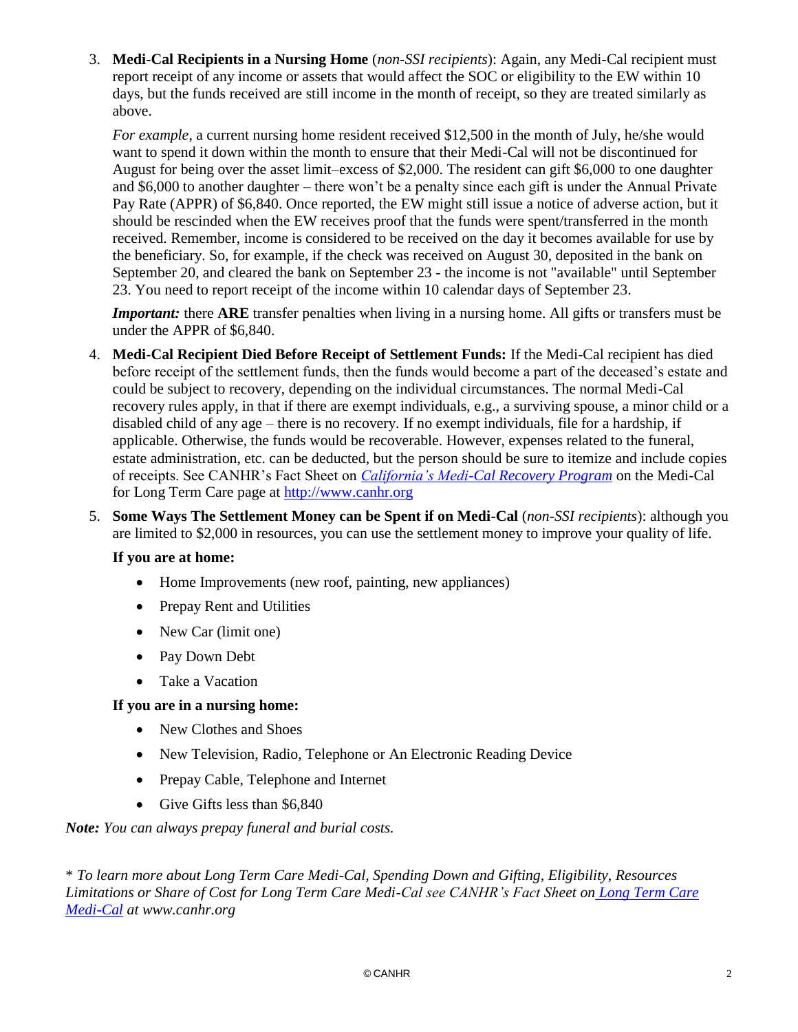3. **Medi-Cal Recipients in a Nursing Home** (*non-SSI recipients*): Again, any Medi-Cal recipient must report receipt of any income or assets that would affect the SOC or eligibility to the EW within 10 days, but the funds received are still income in the month of receipt, so they are treated similarly as above.

   *For example*, a current nursing home resident received $12,500 in the month of July, he/she would want to spend it down within the month to ensure that their Medi-Cal will not be discontinued for August for being over the asset limit–excess of $2,000. The resident can gift $6,000 to one daughter and $6,000 to another daughter – there won't be a penalty since each gift is under the Annual Private Pay Rate (APPR) of $6,840. Once reported, the EW might still issue a notice of adverse action, but it should be rescinded when the EW receives proof that the funds were spent/transferred in the month received. Remember, income is considered to be received on the day it becomes available for use by the beneficiary. So, for example, if the check was received on August 30, deposited in the bank on September 20, and cleared the bank on September 23 - the income is not "available" until September 23. You need to report receipt of the income within 10 calendar days of September 23.

   ***Important:*** there **ARE** transfer penalties when living in a nursing home. All gifts or transfers must be under the APPR of $6,840.

4. **Medi-Cal Recipient Died Before Receipt of Settlement Funds:** If the Medi-Cal recipient has died before receipt of the settlement funds, then the funds would become a part of the deceased's estate and could be subject to recovery, depending on the individual circumstances. The normal Medi-Cal recovery rules apply, in that if there are exempt individuals, e.g., a surviving spouse, a minor child or a disabled child of any age – there is no recovery. If no exempt individuals, file for a hardship, if applicable. Otherwise, the funds would be recoverable. However, expenses related to the funeral, estate administration, etc. can be deducted, but the person should be sure to itemize and include copies of receipts. See CANHR's Fact Sheet on *California's Medi-Cal Recovery Program* on the Medi-Cal for Long Term Care page at http://www.canhr.org

5. **Some Ways The Settlement Money can be Spent if on Medi-Cal** (*non-SSI recipients*): although you are limited to $2,000 in resources, you can use the settlement money to improve your quality of life.

   **If you are at home:**

   - Home Improvements (new roof, painting, new appliances)
   - Prepay Rent and Utilities
   - New Car (limit one)
   - Pay Down Debt
   - Take a Vacation

   **If you are in a nursing home:**

   - New Clothes and Shoes
   - New Television, Radio, Telephone or An Electronic Reading Device
   - Prepay Cable, Telephone and Internet
   - Give Gifts less than $6,840

***Note:*** *You can always prepay funeral and burial costs.*

*\* To learn more about Long Term Care Medi-Cal, Spending Down and Gifting, Eligibility, Resources Limitations or Share of Cost for Long Term Care Medi-Cal see CANHR's Fact Sheet on Long Term Care Medi-Cal at www.canhr.org*